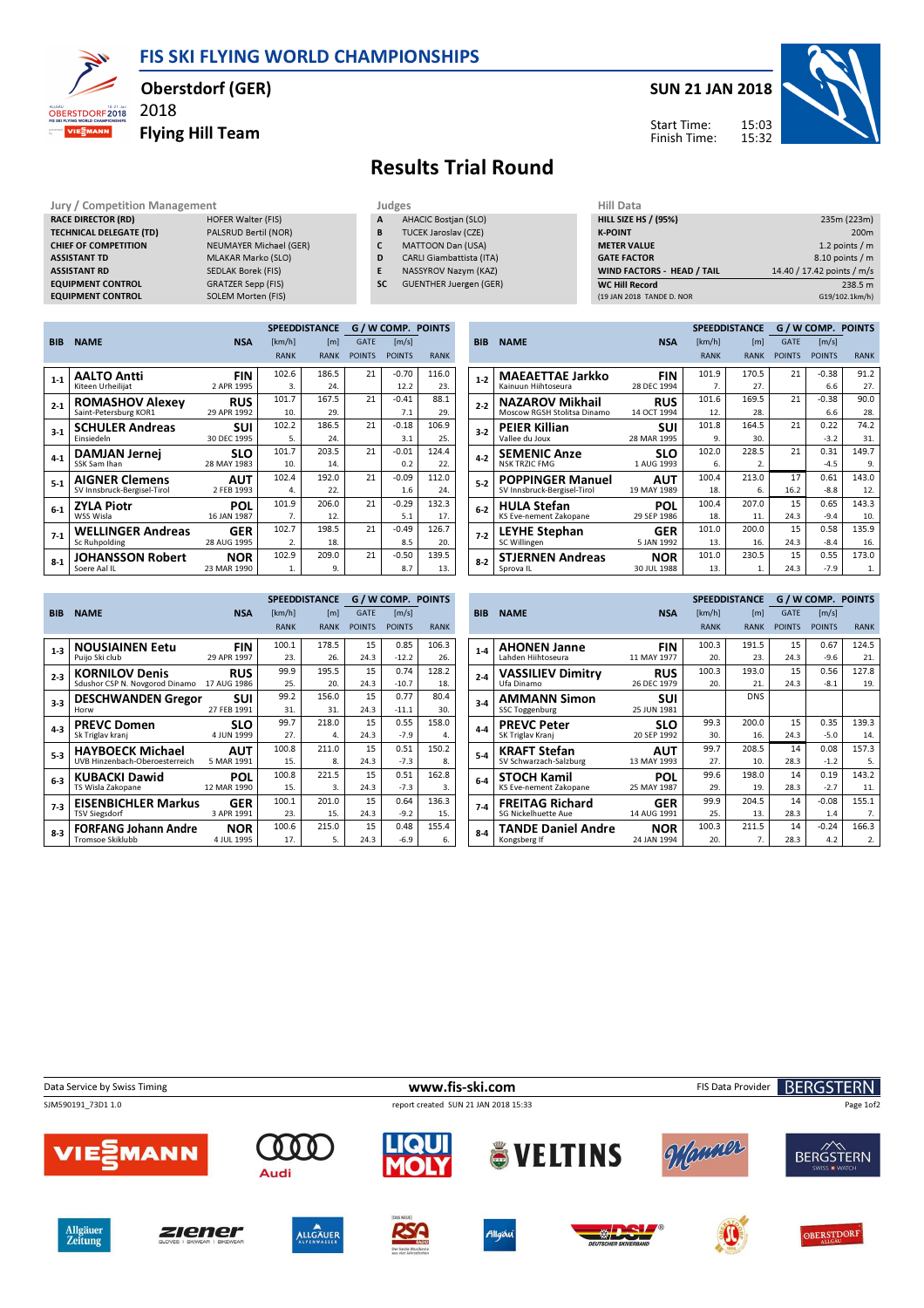# FIS SKI FLYING WORLD CHAMPIONSHIPS

**Oberstdorf (GER)**
2018
**Flying Hill Team**

**SUN 21 JAN 2018**

Start Time: 15:03
Finish Time: 15:32

## Results Trial Round

| Jury / Competition Management | |
|---|---|
| RACE DIRECTOR (RD) | HOFER Walter (FIS) |
| TECHNICAL DELEGATE (TD) | PALSRUD Bertil (NOR) |
| CHIEF OF COMPETITION | NEUMAYER Michael (GER) |
| ASSISTANT TD | MLAKAR Marko (SLO) |
| ASSISTANT RD | SEDLAK Borek (FIS) |
| EQUIPMENT CONTROL | GRATZER Sepp (FIS) |
| EQUIPMENT CONTROL | SOLEM Morten (FIS) |

| Judges | |
|---|---|
| A | AHACIC Bostjan (SLO) |
| B | TUCEK Jaroslav (CZE) |
| C | MATTOON Dan (USA) |
| D | CARLI Giambattista (ITA) |
| E | NASSYROV Nazym (KAZ) |
| SC | GUENTHER Juergen (GER) |

| Hill Data | |
|---|---|
| HILL SIZE HS / (95%) | 235m (223m) |
| K-POINT | 200m |
| METER VALUE | 1.2 points / m |
| GATE FACTOR | 8.10 points / m |
| WIND FACTORS - HEAD / TAIL | 14.40 / 17.42 points / m/s |
| WC Hill Record | 238.5 m |
| (19 JAN 2018 TANDE D. NOR | G19/102.1km/h) |

| BIB | NAME | NSA | SPEED [km/h] | DISTANCE [m] | G / W COMP. GATE | [m/s] | POINTS |
|---|---|---|---|---|---|---|---|
| | | | RANK | RANK | POINTS | POINTS | RANK |
| 1-1 | **AALTO Antti** Kiteen Urheilijat | **FIN** 2 APR 1995 | 102.6 3. | 186.5 24. | 21 | -0.70 12.2 | 116.0 23. |
| 2-1 | **ROMASHOV Alexey** Saint-Petersburg KOR1 | **RUS** 29 APR 1992 | 101.7 10. | 167.5 29. | 21 | -0.41 7.1 | 88.1 29. |
| 3-1 | **SCHULER Andreas** Einsiedeln | **SUI** 30 DEC 1995 | 102.2 5. | 186.5 24. | 21 | -0.18 3.1 | 106.9 25. |
| 4-1 | **DAMJAN Jernej** SSK Sam Ihan | **SLO** 28 MAY 1983 | 101.7 10. | 203.5 14. | 21 | -0.01 0.2 | 124.4 22. |
| 5-1 | **AIGNER Clemens** SV Innsbruck-Bergisel-Tirol | **AUT** 2 FEB 1993 | 102.4 4. | 192.0 22. | 21 | -0.09 1.6 | 112.0 24. |
| 6-1 | **ZYLA Piotr** WSS Wisla | **POL** 16 JAN 1987 | 101.9 7. | 206.0 12. | 21 | -0.29 5.1 | 132.3 17. |
| 7-1 | **WELLINGER Andreas** Sc Ruhpolding | **GER** 28 AUG 1995 | 102.7 2. | 198.5 18. | 21 | -0.49 8.5 | 126.7 20. |
| 8-1 | **JOHANSSON Robert** Soere Aal IL | **NOR** 23 MAR 1990 | 102.9 1. | 209.0 9. | 21 | -0.50 8.7 | 139.5 13. |
| 1-2 | **MAEAETTAE Jarkko** Kainuun Hiihtoseura | **FIN** 28 DEC 1994 | 101.9 7. | 170.5 27. | 21 | -0.38 6.6 | 91.2 27. |
| 2-2 | **NAZAROV Mikhail** Moscow RGSH Stolitsa Dinamo | **RUS** 14 OCT 1994 | 101.6 12. | 169.5 28. | 21 | -0.38 6.6 | 90.0 28. |
| 3-2 | **PEIER Killian** Vallee du Joux | **SUI** 28 MAR 1995 | 101.8 9. | 164.5 30. | 21 | 0.22 -3.2 | 74.2 31. |
| 4-2 | **SEMENIC Anze** NSK TRZIC FMG | **SLO** 1 AUG 1993 | 102.0 6. | 228.5 2. | 21 | 0.31 -4.5 | 149.7 9. |
| 5-2 | **POPPINGER Manuel** SV Innsbruck-Bergisel-Tirol | **AUT** 19 MAY 1989 | 100.4 18. | 213.0 6. | 17 16.2 | 0.61 -8.8 | 143.0 12. |
| 6-2 | **HULA Stefan** KS Eve-nement Zakopane | **POL** 29 SEP 1986 | 100.4 18. | 207.0 11. | 15 24.3 | 0.65 -9.4 | 143.3 10. |
| 7-2 | **LEYHE Stephan** SC Willingen | **GER** 5 JAN 1992 | 101.0 13. | 200.0 16. | 15 24.3 | 0.58 -8.4 | 135.9 16. |
| 8-2 | **STJERNEN Andreas** Sprova IL | **NOR** 30 JUL 1988 | 101.0 13. | 230.5 1. | 15 24.3 | 0.55 -7.9 | 173.0 1. |
| 1-3 | **NOUSIAINEN Eetu** Puijo Ski club | **FIN** 29 APR 1997 | 100.1 23. | 178.5 26. | 15 24.3 | 0.85 -12.2 | 106.3 26. |
| 2-3 | **KORNILOV Denis** Sdushor CSP N. Novgorod Dinamo | **RUS** 17 AUG 1986 | 99.9 25. | 195.5 20. | 15 24.3 | 0.74 -10.7 | 128.2 18. |
| 3-3 | **DESCHWANDEN Gregor** Horw | **SUI** 27 FEB 1991 | 99.2 31. | 156.0 31. | 15 24.3 | 0.77 -11.1 | 80.4 30. |
| 4-3 | **PREVC Domen** Sk Triglav kranj | **SLO** 4 JUN 1999 | 99.7 27. | 218.0 4. | 15 24.3 | 0.55 -7.9 | 158.0 4. |
| 5-3 | **HAYBOECK Michael** UVB Hinzenbach-Oberoesterreich | **AUT** 5 MAR 1991 | 100.8 15. | 211.0 8. | 15 24.3 | 0.51 -7.3 | 150.2 8. |
| 6-3 | **KUBACKI Dawid** TS Wisla Zakopane | **POL** 12 MAR 1990 | 100.8 15. | 221.5 3. | 15 24.3 | 0.51 -7.3 | 162.8 3. |
| 7-3 | **EISENBICHLER Markus** TSV Siegsdorf | **GER** 3 APR 1991 | 100.1 23. | 201.0 15. | 15 24.3 | 0.64 -9.2 | 136.3 15. |
| 8-3 | **FORFANG Johann Andre** Tromsoe Skiklubb | **NOR** 4 JUL 1995 | 100.6 17. | 215.0 5. | 15 24.3 | 0.48 -6.9 | 155.4 6. |
| 1-4 | **AHONEN Janne** Lahden Hiihtoseura | **FIN** 11 MAY 1977 | 100.3 20. | 191.5 23. | 15 24.3 | 0.67 -9.6 | 124.5 21. |
| 2-4 | **VASSILIEV Dimitry** Ufa Dinamo | **RUS** 26 DEC 1979 | 100.3 20. | 193.0 21. | 15 24.3 | 0.56 -8.1 | 127.8 19. |
| 3-4 | **AMMANN Simon** SSC Toggenburg | **SUI** 25 JUN 1981 | | DNS | | | |
| 4-4 | **PREVC Peter** SK Triglav Kranj | **SLO** 20 SEP 1992 | 99.3 30. | 200.0 16. | 15 24.3 | 0.35 -5.0 | 139.3 14. |
| 5-4 | **KRAFT Stefan** SV Schwarzach-Salzburg | **AUT** 13 MAY 1993 | 99.7 27. | 208.5 10. | 14 28.3 | 0.08 -1.2 | 157.3 5. |
| 6-4 | **STOCH Kamil** KS Eve-nement Zakopane | **POL** 25 MAY 1987 | 99.6 29. | 198.0 19. | 14 28.3 | 0.19 -2.7 | 143.2 11. |
| 7-4 | **FREITAG Richard** SG Nickelhuette Aue | **GER** 14 AUG 1991 | 99.9 25. | 204.5 13. | 14 28.3 | -0.08 1.4 | 155.1 7. |
| 8-4 | **TANDE Daniel Andre** Kongsberg If | **NOR** 24 JAN 1994 | 100.3 20. | 211.5 7. | 14 28.3 | -0.24 4.2 | 166.3 2. |

Data Service by Swiss Timing www.fis-ski.com FIS Data Provider BERGSTERN

SJM590191_73D1 1.0 report created SUN 21 JAN 2018 15:33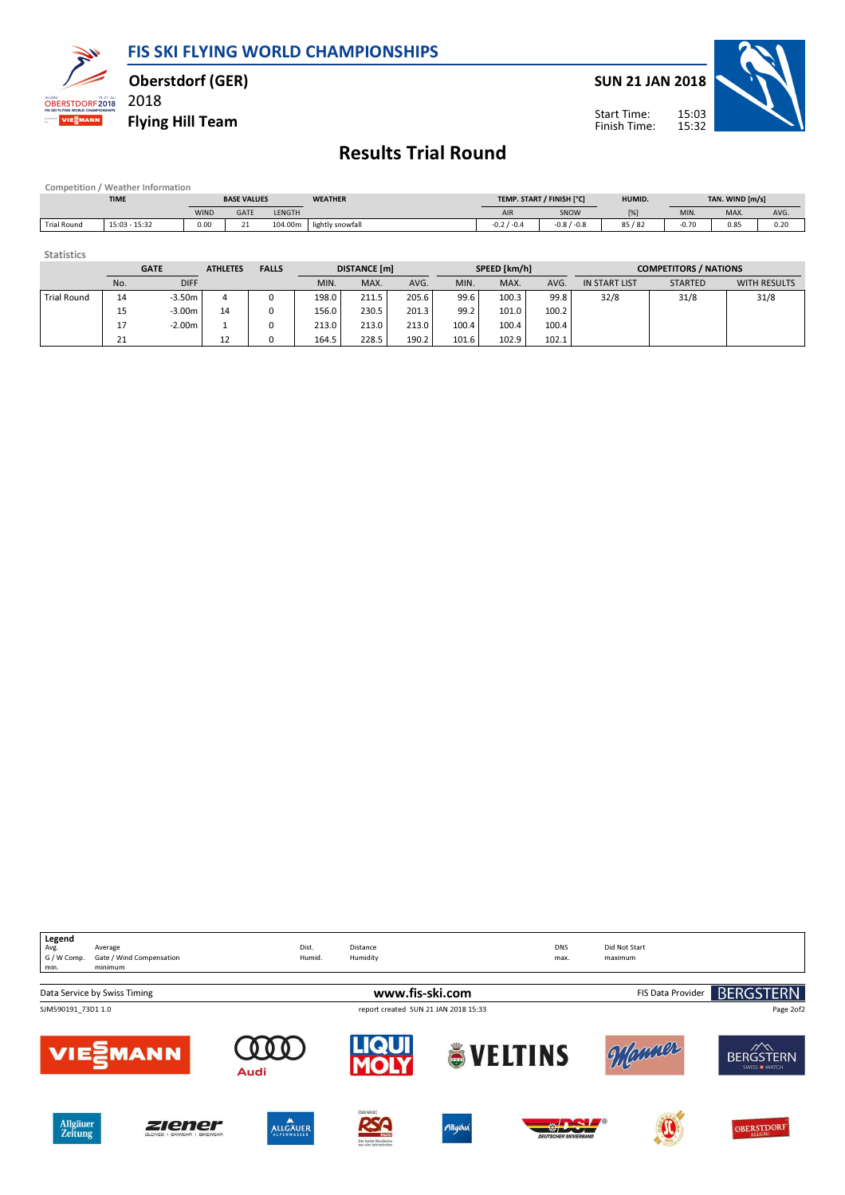# FIS SKI FLYING WORLD CHAMPIONSHIPS

**Oberstdorf (GER)**
2018
**Flying Hill Team**

**SUN 21 JAN 2018**

Start Time: 15:03
Finish Time: 15:32

## Results Trial Round

Competition / Weather Information

| TIME | | BASE VALUES | | | WEATHER | TEMP. START / FINISH [°C] | | HUMID. | TAN. WIND [m/s] | | |
|---|---|---|---|---|---|---|---|---|---|---|---|
| | | WIND | GATE | LENGTH | | AIR | SNOW | [%] | MIN. | MAX. | AVG. |
| Trial Round | 15:03 - 15:32 | 0.00 | 21 | 104.00m | lightly snowfall | -0.2 / -0.4 | -0.8 / -0.8 | 85 / 82 | -0.70 | 0.85 | 0.20 |

Statistics

| | GATE | | ATHLETES | FALLS | DISTANCE [m] | | | SPEED [km/h] | | | COMPETITORS / NATIONS | | |
|---|---|---|---|---|---|---|---|---|---|---|---|---|---|
| | No. | DIFF | | | MIN. | MAX. | AVG. | MIN. | MAX. | AVG. | IN START LIST | STARTED | WITH RESULTS |
| Trial Round | 14 | -3.50m | 4 | 0 | 198.0 | 211.5 | 205.6 | 99.6 | 100.3 | 99.8 | 32/8 | 31/8 | 31/8 |
| | 15 | -3.00m | 14 | 0 | 156.0 | 230.5 | 201.3 | 99.2 | 101.0 | 100.2 | | | |
| | 17 | -2.00m | 1 | 0 | 213.0 | 213.0 | 213.0 | 100.4 | 100.4 | 100.4 | | | |
| | 21 | | 12 | 0 | 164.5 | 228.5 | 190.2 | 101.6 | 102.9 | 102.1 | | | |

**Legend**

| | | | | | |
|---|---|---|---|---|---|
| Avg. | Average | Dist. | Distance | DNS | Did Not Start |
| G / W Comp. | Gate / Wind Compensation | Humid. | Humidity | max. | maximum |
| min. | minimum | | | | |

Data Service by Swiss Timing — www.fis-ski.com — FIS Data Provider BERGSTERN

SJM590191_73D1 1.0 — report created SUN 21 JAN 2018 15:33